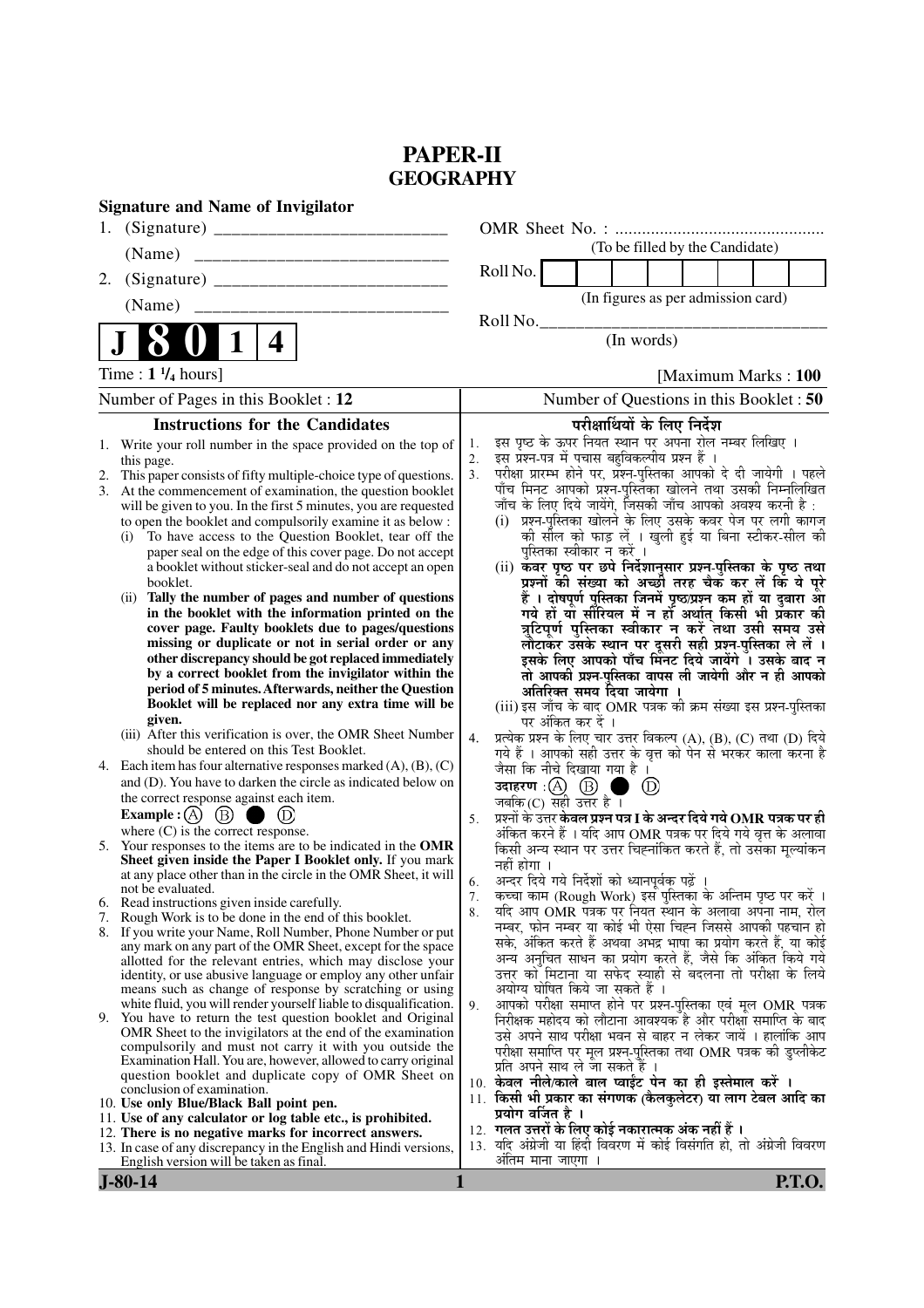# PAPER-II
## GEOGRAPHY

**Signature and Name of Invigilator**

1. (Signature) __________________________

   (Name) ____________________________

2. (Signature) __________________________

   (Name) ____________________________

OMR Sheet No. : ...............................................

(To be filled by the Candidate)

Roll No. | | | | | | | | |

(In figures as per admission card)

Roll No.________________________________

(In words)

**J 8 0 1 4**

Time : $1\,{}^{1}/_{4}$ hours] [Maximum Marks : **100**

Number of Pages in this Booklet : 12

Number of Questions in this Booklet : **50**

### Instructions for the Candidates

1. Write your roll number in the space provided on the top of this page.
2. This paper consists of fifty multiple-choice type of questions.
3. At the commencement of examination, the question booklet will be given to you. In the first 5 minutes, you are requested to open the booklet and compulsorily examine it as below :
   (i) To have access to the Question Booklet, tear off the paper seal on the edge of this cover page. Do not accept a booklet without sticker-seal and do not accept an open booklet.
   (ii) **Tally the number of pages and number of questions in the booklet with the information printed on the cover page. Faulty booklets due to pages/questions missing or duplicate or not in serial order or any other discrepancy should be got replaced immediately by a correct booklet from the invigilator within the period of 5 minutes. Afterwards, neither the Question Booklet will be replaced nor any extra time will be given.**
   (iii) After this verification is over, the OMR Sheet Number should be entered on this Test Booklet.
4. Each item has four alternative responses marked (A), (B), (C) and (D). You have to darken the circle as indicated below on the correct response against each item.
   **Example :** (A) (B) ● (D)
   where (C) is the correct response.
5. Your responses to the items are to be indicated in the **OMR Sheet given inside the Paper I Booklet only.** If you mark at any place other than in the circle in the OMR Sheet, it will not be evaluated.
6. Read instructions given inside carefully.
7. Rough Work is to be done in the end of this booklet.
8. If you write your Name, Roll Number, Phone Number or put any mark on any part of the OMR Sheet, except for the space allotted for the relevant entries, which may disclose your identity, or use abusive language or employ any other unfair means such as change of response by scratching or using white fluid, you will render yourself liable to disqualification.
9. You have to return the test question booklet and Original OMR Sheet to the invigilators at the end of the examination compulsorily and must not carry it with you outside the Examination Hall. You are, however, allowed to carry original question booklet and duplicate copy of OMR Sheet on conclusion of examination.
10. **Use only Blue/Black Ball point pen.**
11. **Use of any calculator or log table etc., is prohibited.**
12. **There is no negative marks for incorrect answers.**
13. In case of any discrepancy in the English and Hindi versions, English version will be taken as final.

### परीक्षार्थियों के लिए निर्देश

1. इस पृष्ठ के ऊपर नियत स्थान पर अपना रोल नम्बर लिखिए ।
2. इस प्रश्न-पत्र में पचास बहुविकल्पीय प्रश्न हैं ।
3. परीक्षा प्रारम्भ होने पर, प्रश्न-पुस्तिका आपको दे दी जायेगी । पहले पाँच मिनट आपको प्रश्न-पुस्तिका खोलने तथा उसकी निम्नलिखित जाँच के लिए दिये जायेंगे, जिसकी जाँच आपको अवश्य करनी है :
   (i) प्रश्न-पुस्तिका खोलने के लिए उसके कवर पेज पर लगी कागज की सील को फाड़ लें । खुली हुई या बिना स्टीकर-सील की पुस्तिका स्वीकार न करें ।
   (ii) **कवर पृष्ठ पर छपे निर्देशानुसार प्रश्न-पुस्तिका के पृष्ठ तथा प्रश्नों की संख्या को अच्छी तरह चैक कर लें कि ये पूरे हैं । दोषपूर्ण पुस्तिका जिनमें पृष्ठ/प्रश्न कम हों या दुबारा आ गये हों या सीरियल में न हों अर्थात् किसी भी प्रकार की त्रुटिपूर्ण पुस्तिका स्वीकार न करें तथा उसी समय उसे लौटाकर उसके स्थान पर दूसरी सही प्रश्न-पुस्तिका ले लें । इसके लिए आपको पाँच मिनट दिये जायेंगे । उसके बाद न तो आपकी प्रश्न-पुस्तिका वापस ली जायेगी और न ही आपको अतिरिक्त समय दिया जायेगा ।**
   (iii) इस जाँच के बाद OMR पत्रक की क्रम संख्या इस प्रश्न-पुस्तिका पर अंकित कर दें ।
4. प्रत्येक प्रश्न के लिए चार उत्तर विकल्प (A), (B), (C) तथा (D) दिये गये हैं । आपको सही उत्तर के वृत्त को पेन से भरकर काला करना है जैसा कि नीचे दिखाया गया है ।
   **उदाहरण :** (A) (B) ● (D)
   जबकि (C) सही उत्तर है ।
5. प्रश्नों के उत्तर **केवल प्रश्न पत्र I के अन्दर दिये गये OMR पत्रक पर ही** अंकित करने हैं । यदि आप OMR पत्रक पर दिये गये वृत्त के अलावा किसी अन्य स्थान पर उत्तर चिह्नांकित करते हैं, तो उसका मूल्यांकन नहीं होगा ।
6. अन्दर दिये गये निर्देशों को ध्यानपूर्वक पढ़ें ।
7. कच्चा काम (Rough Work) इस पुस्तिका के अन्तिम पृष्ठ पर करें ।
8. यदि आप OMR पत्रक पर नियत स्थान के अलावा अपना नाम, रोल नम्बर, फोन नम्बर या कोई भी ऐसा चिह्न जिससे आपकी पहचान हो सके, अंकित करते हैं अथवा अभद्र भाषा का प्रयोग करते हैं, या कोई अन्य अनुचित साधन का प्रयोग करते हैं, जैसे कि अंकित किये गये उत्तर को मिटाना या सफेद स्याही से बदलना तो परीक्षा के लिये अयोग्य घोषित किये जा सकते हैं ।
9. आपको परीक्षा समाप्त होने पर प्रश्न-पुस्तिका एवं मूल OMR पत्रक निरीक्षक महोदय को लौटाना आवश्यक है और परीक्षा समाप्ति के बाद उसे अपने साथ परीक्षा भवन से बाहर न लेकर जायें । हालांकि आप परीक्षा समाप्ति पर मूल प्रश्न-पुस्तिका तथा OMR पत्रक की डुप्लीकेट प्रति अपने साथ ले जा सकते हैं ।
10. **केवल नीले/काले बाल प्वाईंट पेन का ही इस्तेमाल करें ।**
11. **किसी भी प्रकार का संगणक (कैलकुलेटर) या लाग टेबल आदि का प्रयोग वर्जित है ।**
12. **गलत उत्तरों के लिए कोई नकारात्मक अंक नहीं हैं ।**
13. यदि अंग्रेजी या हिंदी विवरण में कोई विसंगति हो, तो अंग्रेजी विवरण अंतिम माना जाएगा ।

**J-80-14** **P.T.O.**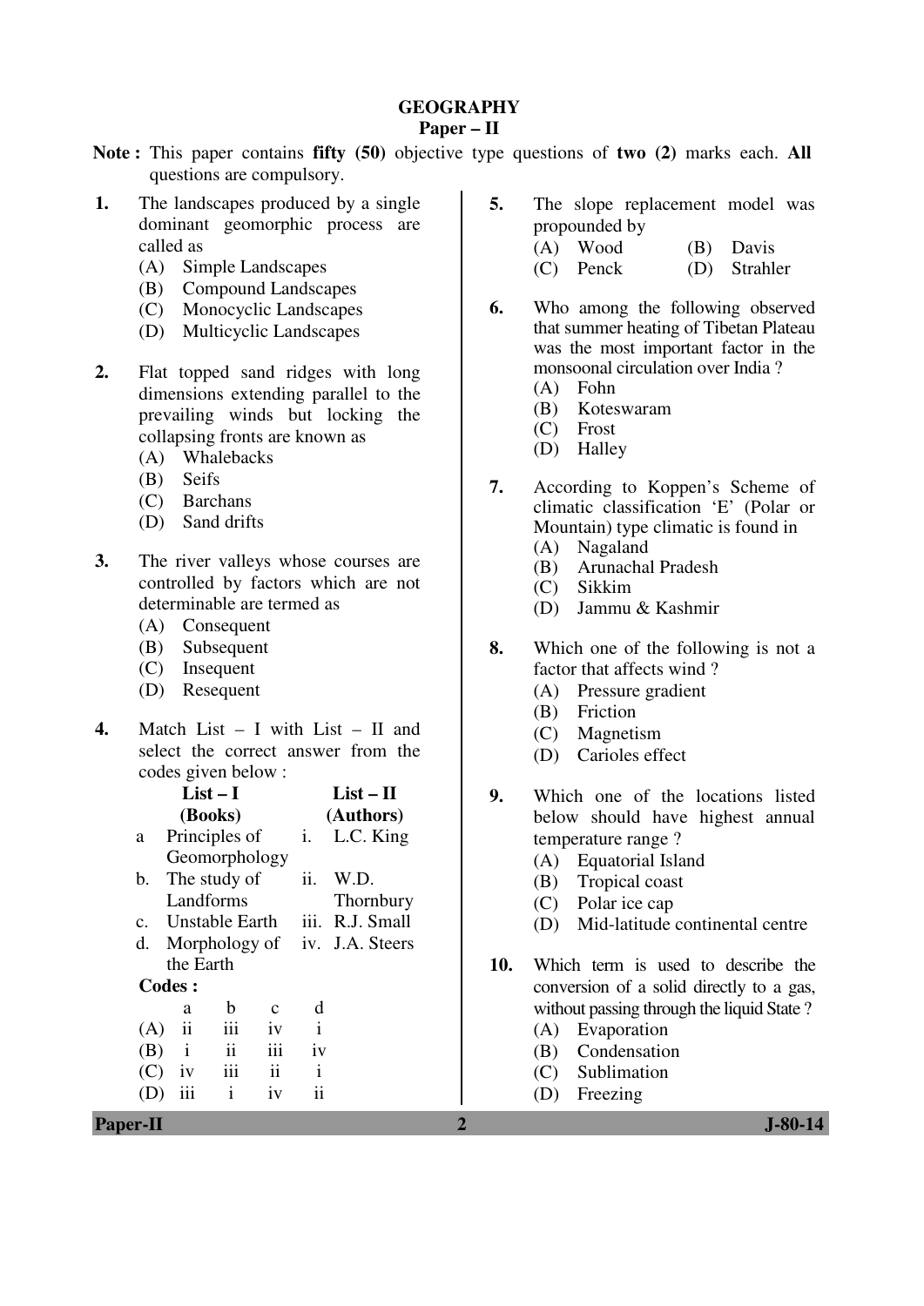# GEOGRAPHY

## Paper – II

**Note :** This paper contains **fifty (50)** objective type questions of **two (2)** marks each. **All** questions are compulsory.

**1.** The landscapes produced by a single dominant geomorphic process are called as

(A) Simple Landscapes
(B) Compound Landscapes
(C) Monocyclic Landscapes
(D) Multicyclic Landscapes

**2.** Flat topped sand ridges with long dimensions extending parallel to the prevailing winds but locking the collapsing fronts are known as

(A) Whalebacks
(B) Seifs
(C) Barchans
(D) Sand drifts

**3.** The river valleys whose courses are controlled by factors which are not determinable are termed as

(A) Consequent
(B) Subsequent
(C) Insequent
(D) Resequent

**4.** Match List – I with List – II and select the correct answer from the codes given below :

| | List – I (Books) | | List – II (Authors) |
|---|---|---|---|
| a | Principles of Geomorphology | i. | L.C. King |
| b. | The study of Landforms | ii. | W.D. Thornbury |
| c. | Unstable Earth | iii. | R.J. Small |
| d. | Morphology of the Earth | iv. | J.A. Steers |

**Codes :**

| | a | b | c | d |
|---|---|---|---|---|
| (A) | ii | iii | iv | i |
| (B) | i | ii | iii | iv |
| (C) | iv | iii | ii | i |
| (D) | iii | i | iv | ii |

**5.** The slope replacement model was propounded by

(A) Wood
(B) Davis
(C) Penck
(D) Strahler

**6.** Who among the following observed that summer heating of Tibetan Plateau was the most important factor in the monsoonal circulation over India ?

(A) Fohn
(B) Koteswaram
(C) Frost
(D) Halley

**7.** According to Koppen's Scheme of climatic classification 'E' (Polar or Mountain) type climatic is found in

(A) Nagaland
(B) Arunachal Pradesh
(C) Sikkim
(D) Jammu & Kashmir

**8.** Which one of the following is not a factor that affects wind ?

(A) Pressure gradient
(B) Friction
(C) Magnetism
(D) Carioles effect

**9.** Which one of the locations listed below should have highest annual temperature range ?

(A) Equatorial Island
(B) Tropical coast
(C) Polar ice cap
(D) Mid-latitude continental centre

**10.** Which term is used to describe the conversion of a solid directly to a gas, without passing through the liquid State ?

(A) Evaporation
(B) Condensation
(C) Sublimation
(D) Freezing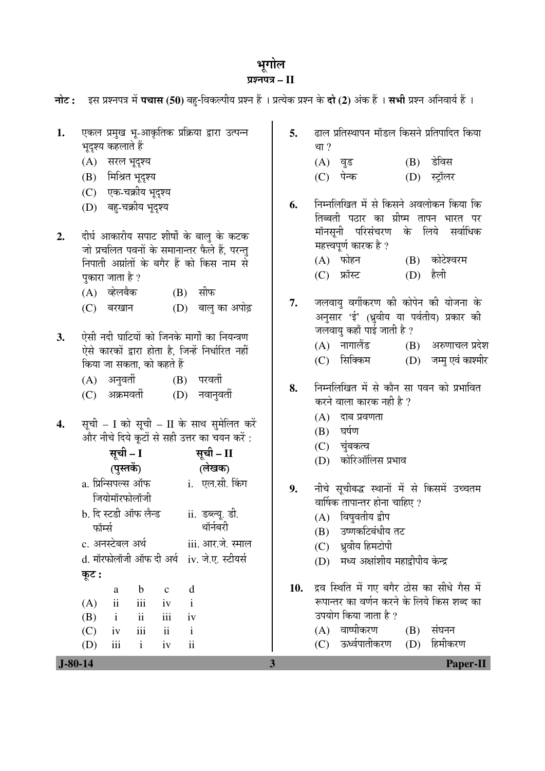# भूगोल

## प्रश्नपत्र – II

**नोट :** इस प्रश्नपत्र में **पचास (50)** बहु-विकल्पीय प्रश्न हैं । प्रत्येक प्रश्न के **दो (2)** अंक हैं । **सभी** प्रश्न अनिवार्य हैं ।

**1.** एकल प्रमुख भू-आकृतिक प्रक्रिया द्वारा उत्पन्न भूदृश्य कहलाते हैं

(A) सरल भूदृश्य

(B) मिश्रित भूदृश्य

(C) एक-चक्रीय भूदृश्य

(D) बहु-चक्रीय भूदृश्य

**2.** दीर्घ आकारीय सपाट शीर्षों के बालु के कटक जो प्रचलित पवनों के समानान्तर फैले हैं, परन्तु निपाती अग्रांतों के बगैर हैं को किस नाम से पुकारा जाता है ?

(A) व्हेलबैक

(B) सीफ

(C) बरखान

(D) बालु का अपोढ़

**3.** ऐसी नदी घाटियों को जिनके मार्गों का नियन्त्रण ऐसे कारकों द्वारा होता है, जिन्हें निर्धारित नहीं किया जा सकता, को कहते हैं

(A) अनुवर्ती

(B) परवर्ती

(C) अक्रमवर्ती

(D) नवानुवर्ती

**4.** सूची – I को सूची – II के साथ सुमेलित करें और नीचे दिये कूटों से सही उत्तर का चयन करें :

| सूची – I (पुस्तकें) | सूची – II (लेखक) |
|---|---|
| a. प्रिन्सिपल्स ऑफ जियोमॉरफोलॉजी | i. एल.सी. किंग |
| b. दि स्टडी ऑफ लैन्ड फॉर्म्स | ii. डब्ल्यू. डी. थॉर्नबरी |
| c. अनस्टेबल अर्थ | iii. आर.जे. स्माल |
| d. मॉरफोलॉजी ऑफ दी अर्थ | iv. जे.ए. स्टीयर्स |

**कूट :**

| | a | b | c | d |
|---|---|---|---|---|
| (A) | ii | iii | iv | i |
| (B) | i | ii | iii | iv |
| (C) | iv | iii | ii | i |
| (D) | iii | i | iv | ii |

**5.** ढाल प्रतिस्थापन मॉडल किसने प्रतिपादित किया था ?

(A) वुड

(B) डेविस

(C) पेन्क

(D) स्ट्रॉलर

**6.** निम्नलिखित में से किसने अवलोकन किया कि तिब्बती पठार का ग्रीष्म तापन भारत पर मॉनसूनी परिसंचरण के लिये सर्वाधिक महत्त्वपूर्ण कारक है ?

(A) फोहन

(B) कोटेश्वरम

(C) फ्रॉस्ट

(D) हैली

**7.** जलवायु वर्गीकरण की कोपेन की योजना के अनुसार 'ई' (ध्रुवीय या पर्वतीय) प्रकार की जलवायु कहाँ पाई जाती है ?

(A) नागालैंड

(B) अरुणाचल प्रदेश

(C) सिक्किम

(D) जम्मु एवं काश्मीर

**8.** निम्नलिखित में से कौन सा पवन को प्रभावित करने वाला कारक नहीं है ?

(A) दाब प्रवणता

(B) घर्षण

(C) चुंबकत्व

(D) कोरिऑलिस प्रभाव

**9.** नीचे सूचीबद्ध स्थानों में से किसमें उच्चतम वार्षिक तापान्तर होना चाहिए ?

(A) विषुवतीय द्वीप

(B) उष्णकटिबंधीय तट

(C) ध्रुवीय हिमटोपी

(D) मध्य अक्षांशीय महाद्वीपीय केन्द्र

**10.** द्रव स्थिति में गए बगैर ठोस का सीधे गैस में रूपान्तर का वर्णन करने के लिये किस शब्द का उपयोग किया जाता है ?

(A) वाष्पीकरण

(B) संघनन

(C) ऊर्ध्वपातीकरण

(D) हिमीकरण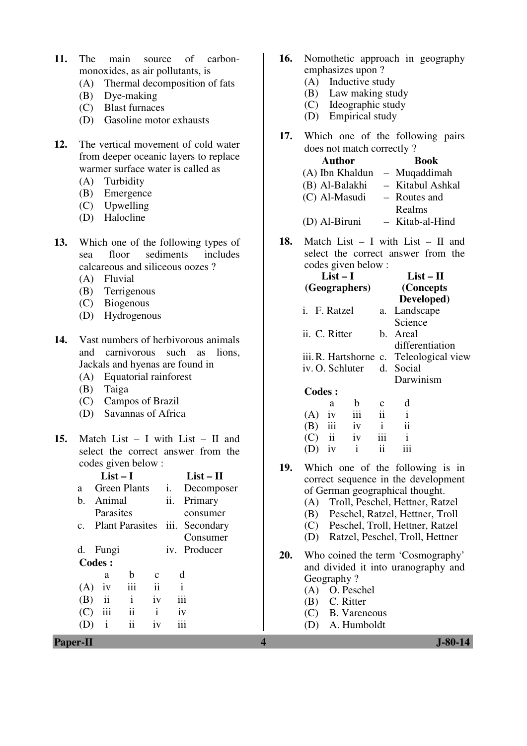**11.** The main source of carbon-monoxides, as air pollutants, is

(A) Thermal decomposition of fats
(B) Dye-making
(C) Blast furnaces
(D) Gasoline motor exhausts

**12.** The vertical movement of cold water from deeper oceanic layers to replace warmer surface water is called as

(A) Turbidity
(B) Emergence
(C) Upwelling
(D) Halocline

**13.** Which one of the following types of sea floor sediments includes calcareous and siliceous oozes ?

(A) Fluvial
(B) Terrigenous
(C) Biogenous
(D) Hydrogenous

**14.** Vast numbers of herbivorous animals and carnivorous such as lions, Jackals and hyenas are found in

(A) Equatorial rainforest
(B) Taiga
(C) Campos of Brazil
(D) Savannas of Africa

**15.** Match List – I with List – II and select the correct answer from the codes given below :

| | List – I | | List – II |
|---|---|---|---|
| a | Green Plants | i. | Decomposer |
| b. | Animal Parasites | ii. | Primary consumer |
| c. | Plant Parasites | iii. | Secondary Consumer |
| d. | Fungi | iv. | Producer |

**Codes :**

| | a | b | c | d |
|---|---|---|---|---|
| (A) | iv | iii | ii | i |
| (B) | ii | i | iv | iii |
| (C) | iii | ii | i | iv |
| (D) | i | ii | iv | iii |

**16.** Nomothetic approach in geography emphasizes upon ?

(A) Inductive study
(B) Law making study
(C) Ideographic study
(D) Empirical study

**17.** Which one of the following pairs does not match correctly ?

| | Author | | Book |
|---|---|---|---|
| (A) | Ibn Khaldun | – | Muqaddimah |
| (B) | Al-Balakhi | – | Kitabul Ashkal |
| (C) | Al-Masudi | – | Routes and Realms |
| (D) | Al-Biruni | – | Kitab-al-Hind |

**18.** Match List – I with List – II and select the correct answer from the codes given below :

| List – I (Geographers) | List – II (Concepts Developed) |
|---|---|
| i. F. Ratzel | a. Landscape Science |
| ii. C. Ritter | b. Areal differentiation |
| iii. R. Hartshorne | c. Teleological view |
| iv. O. Schluter | d. Social Darwinism |

**Codes :**

| | a | b | c | d |
|---|---|---|---|---|
| (A) | iv | iii | ii | i |
| (B) | iii | iv | i | ii |
| (C) | ii | iv | iii | i |
| (D) | iv | i | ii | iii |

**19.** Which one of the following is in correct sequence in the development of German geographical thought.

(A) Troll, Peschel, Hettner, Ratzel
(B) Peschel, Ratzel, Hettner, Troll
(C) Peschel, Troll, Hettner, Ratzel
(D) Ratzel, Peschel, Troll, Hettner

**20.** Who coined the term 'Cosmography' and divided it into uranography and Geography ?

(A) O. Peschel
(B) C. Ritter
(C) B. Vareneous
(D) A. Humboldt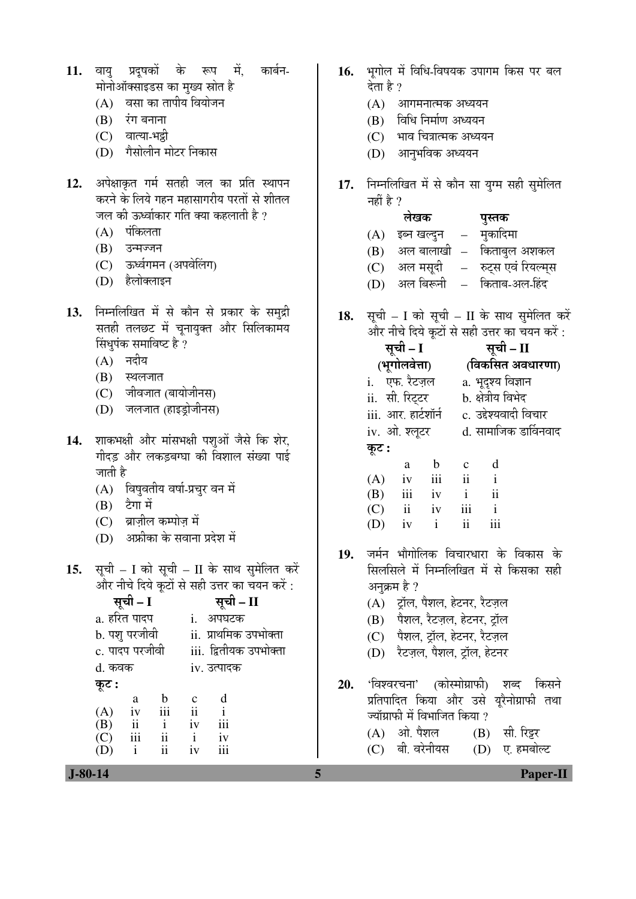**11.** वायु प्रदूषकों के रूप में, कार्बन-मोनोऑक्साइडस का मुख्य स्रोत है

(A) वसा का तापीय वियोजन

(B) रंग बनाना

(C) वात्या-भट्टी

(D) गैसोलीन मोटर निकास

**12.** अपेक्षाकृत गर्म सतही जल का प्रति स्थापन करने के लिये गहन महासागरीय परतों से शीतल जल की ऊर्ध्वाकार गति क्या कहलाती है ?

(A) पंकिलता

(B) उन्मज्जन

(C) ऊर्ध्वगमन (अपवेलिंग)

(D) हैलोक्लाइन

**13.** निम्नलिखित में से कौन से प्रकार के समुद्री सतही तलछट में चूनायुक्त और सिलिकामय सिंधुपंक समाविष्ट है ?

(A) नदीय

(B) स्थलजात

(C) जीवजात (बायोजीनस)

(D) जलजात (हाइड्रोजीनस)

**14.** शाकभक्षी और मांसभक्षी पशुओं जैसे कि शेर, गीदड़ और लकड़बग्घा की विशाल संख्या पाई जाती है

(A) विषुवतीय वर्षा-प्रचुर वन में

(B) टैगा में

(C) ब्राज़ील कम्पोज़ में

(D) अफ्रीका के सवाना प्रदेश में

**15.** सूची – I को सूची – II के साथ सुमेलित करें और नीचे दिये कूटों से सही उत्तर का चयन करें :

| सूची – I | सूची – II |
|---|---|
| a. हरित पादप | i. अपघटक |
| b. पशु परजीवी | ii. प्राथमिक उपभोक्ता |
| c. पादप परजीवी | iii. द्वितीयक उपभोक्ता |
| d. कवक | iv. उत्पादक |

**कूट :**

| | a | b | c | d |
|---|---|---|---|---|
| (A) | iv | iii | ii | i |
| (B) | ii | i | iv | iii |
| (C) | iii | ii | i | iv |
| (D) | i | ii | iv | iii |

**16.** भूगोल में विधि-विषयक उपागम किस पर बल देता है ?

(A) आगमनात्मक अध्ययन

(B) विधि निर्माण अध्ययन

(C) भाव चित्रात्मक अध्ययन

(D) आनुभविक अध्ययन

**17.** निम्नलिखित में से कौन सा युग्म सही सुमेलित नहीं है ?

| | लेखक | | पुस्तक |
|---|---|---|---|
| (A) | इब्न खल्दुन | – | मुकादिमा |
| (B) | अल बालाखी | – | किताबुल अशकल |
| (C) | अल मसूदी | – | रुट्स एवं रियल्म्स |
| (D) | अल बिरूनी | – | किताब-अल-हिंद |

**18.** सूची – I को सूची – II के साथ सुमेलित करें और नीचे दिये कूटों से सही उत्तर का चयन करें :

| सूची – I (भूगोलवेत्ता) | सूची – II (विकसित अवधारणा) |
|---|---|
| i. एफ. रैटज़ल | a. भूदृश्य विज्ञान |
| ii. सी. रिट्टर | b. क्षेत्रीय विभेद |
| iii. आर. हार्टशॉर्न | c. उद्देश्यवादी विचार |
| iv. ओ. श्लूटर | d. सामाजिक डार्विनवाद |

**कूट :**

| | a | b | c | d |
|---|---|---|---|---|
| (A) | iv | iii | ii | i |
| (B) | iii | iv | i | ii |
| (C) | ii | iv | iii | i |
| (D) | iv | i | ii | iii |

**19.** जर्मन भौगोलिक विचारधारा के विकास के सिलसिले में निम्नलिखित में से किसका सही अनुक्रम है ?

(A) ट्रॉल, पैशल, हेटनर, रैटज़ल

(B) पैशल, रैटज़ल, हेटनर, ट्रॉल

(C) पैशल, ट्रॉल, हेटनर, रैटज़ल

(D) रैटज़ल, पैशल, ट्रॉल, हेटनर

**20.** 'विश्वरचना' (कोस्मोग्राफी) शब्द किसने प्रतिपादित किया और उसे यूरैनोग्राफी तथा ज्यॉग्राफी में विभाजित किया ?

(A) ओ. पैशल

(B) सी. रिट्टर

(C) बी. वरेनीयस

(D) ए. हमबोल्ट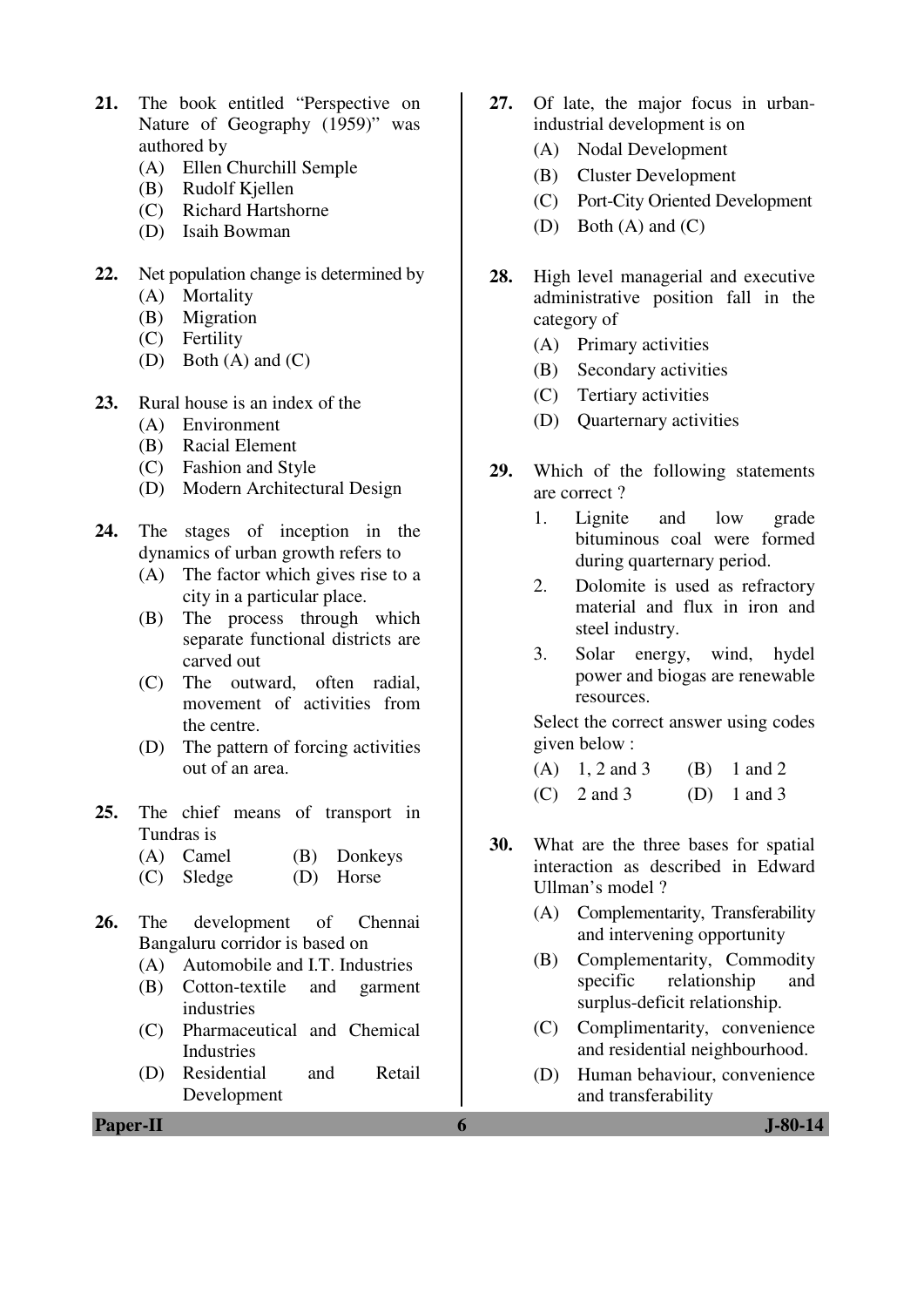21. The book entitled "Perspective on Nature of Geography (1959)" was authored by
    - (A) Ellen Churchill Semple
    - (B) Rudolf Kjellen
    - (C) Richard Hartshorne
    - (D) Isaih Bowman

22. Net population change is determined by
    - (A) Mortality
    - (B) Migration
    - (C) Fertility
    - (D) Both (A) and (C)

23. Rural house is an index of the
    - (A) Environment
    - (B) Racial Element
    - (C) Fashion and Style
    - (D) Modern Architectural Design

24. The stages of inception in the dynamics of urban growth refers to
    - (A) The factor which gives rise to a city in a particular place.
    - (B) The process through which separate functional districts are carved out
    - (C) The outward, often radial, movement of activities from the centre.
    - (D) The pattern of forcing activities out of an area.

25. The chief means of transport in Tundras is
    - (A) Camel
    - (B) Donkeys
    - (C) Sledge
    - (D) Horse

26. The development of Chennai Bangaluru corridor is based on
    - (A) Automobile and I.T. Industries
    - (B) Cotton-textile and garment industries
    - (C) Pharmaceutical and Chemical Industries
    - (D) Residential and Retail Development

27. Of late, the major focus in urban-industrial development is on
    - (A) Nodal Development
    - (B) Cluster Development
    - (C) Port-City Oriented Development
    - (D) Both (A) and (C)

28. High level managerial and executive administrative position fall in the category of
    - (A) Primary activities
    - (B) Secondary activities
    - (C) Tertiary activities
    - (D) Quarternary activities

29. Which of the following statements are correct ?
    1. Lignite and low grade bituminous coal were formed during quarternary period.
    2. Dolomite is used as refractory material and flux in iron and steel industry.
    3. Solar energy, wind, hydel power and biogas are renewable resources.

    Select the correct answer using codes given below :
    - (A) 1, 2 and 3
    - (B) 1 and 2
    - (C) 2 and 3
    - (D) 1 and 3

30. What are the three bases for spatial interaction as described in Edward Ullman's model ?
    - (A) Complementarity, Transferability and intervening opportunity
    - (B) Complementarity, Commodity specific relationship and surplus-deficit relationship.
    - (C) Complimentarity, convenience and residential neighbourhood.
    - (D) Human behaviour, convenience and transferability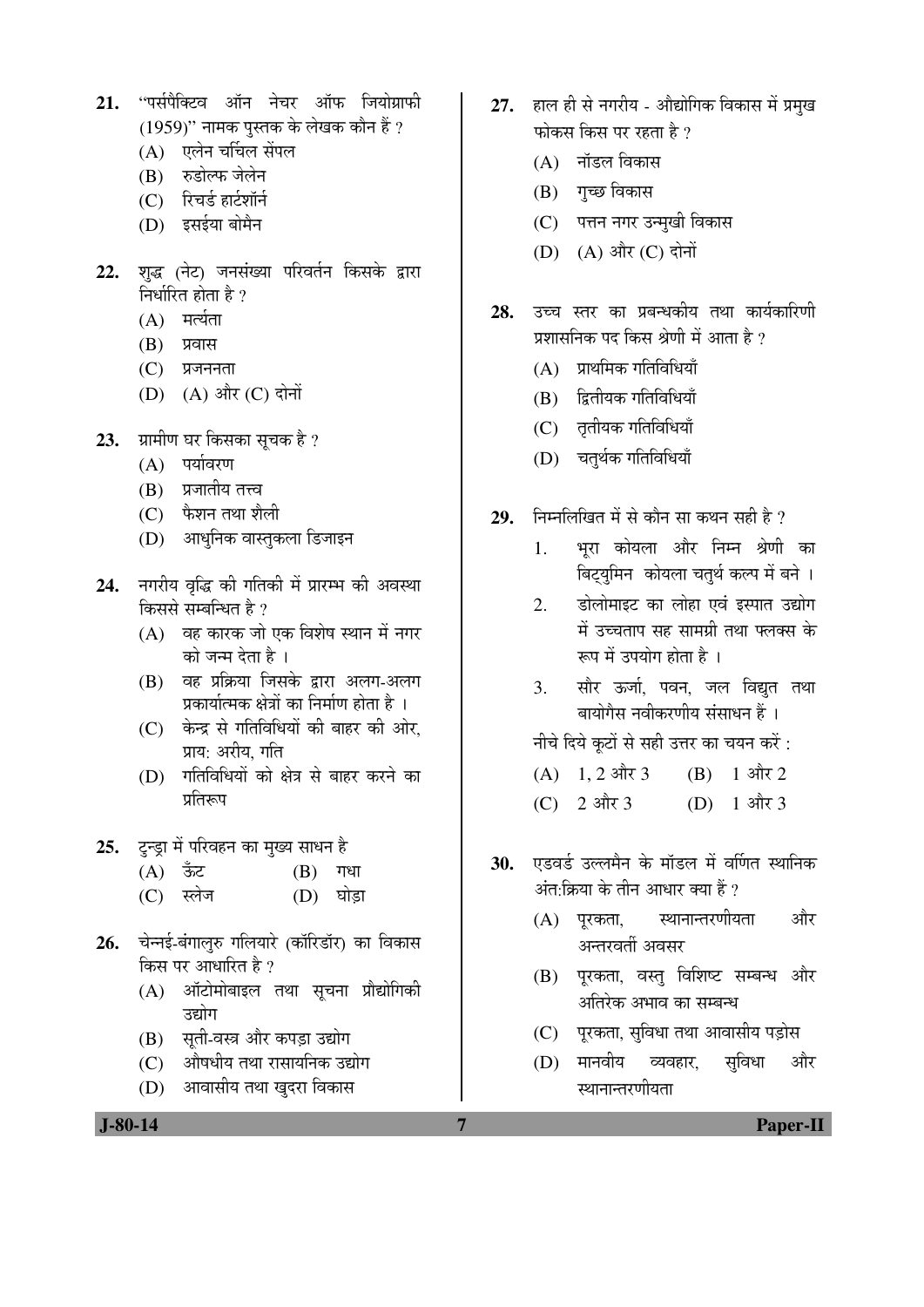21. "पर्सपैक्टिव ऑन नेचर ऑफ जियोग्राफी (1959)" नामक पुस्तक के लेखक कौन हैं ?
    - (A) एलेन चर्चिल सेंपल
    - (B) रुडोल्फ जेलेन
    - (C) रिचर्ड हार्टशॉर्न
    - (D) इसईया बोमैन

22. शुद्ध (नेट) जनसंख्या परिवर्तन किसके द्वारा निर्धारित होता है ?
    - (A) मर्त्यता
    - (B) प्रवास
    - (C) प्रजननता
    - (D) (A) और (C) दोनों

23. ग्रामीण घर किसका सूचक है ?
    - (A) पर्यावरण
    - (B) प्रजातीय तत्त्व
    - (C) फैशन तथा शैली
    - (D) आधुनिक वास्तुकला डिजाइन

24. नगरीय वृद्धि की गतिकी में प्रारम्भ की अवस्था किससे सम्बन्धित है ?
    - (A) वह कारक जो एक विशेष स्थान में नगर को जन्म देता है ।
    - (B) वह प्रक्रिया जिसके द्वारा अलग-अलग प्रकार्यात्मक क्षेत्रों का निर्माण होता है ।
    - (C) केन्द्र से गतिविधियों की बाहर की ओर, प्राय: अरीय, गति
    - (D) गतिविधियों को क्षेत्र से बाहर करने का प्रतिरूप

25. टुन्ड्रा में परिवहन का मुख्य साधन है
    - (A) ऊँट
    - (B) गधा
    - (C) स्लेज
    - (D) घोड़ा

26. चेन्नई-बंगालुरु गलियारे (कॉरिडॉर) का विकास किस पर आधारित है ?
    - (A) ऑटोमोबाइल तथा सूचना प्रौद्योगिकी उद्योग
    - (B) सूती-वस्त्र और कपड़ा उद्योग
    - (C) औषधीय तथा रासायनिक उद्योग
    - (D) आवासीय तथा खुदरा विकास

27. हाल ही से नगरीय - औद्योगिक विकास में प्रमुख फोकस किस पर रहता है ?
    - (A) नॉडल विकास
    - (B) गुच्छ विकास
    - (C) पत्तन नगर उन्मुखी विकास
    - (D) (A) और (C) दोनों

28. उच्च स्तर का प्रबन्धकीय तथा कार्यकारिणी प्रशासनिक पद किस श्रेणी में आता है ?
    - (A) प्राथमिक गतिविधियाँ
    - (B) द्वितीयक गतिविधियाँ
    - (C) तृतीयक गतिविधियाँ
    - (D) चतुर्थक गतिविधियाँ

29. निम्नलिखित में से कौन सा कथन सही है ?
    1. भूरा कोयला और निम्न श्रेणी का बिट्युमिन कोयला चतुर्थ कल्प में बने ।
    2. डोलोमाइट का लोहा एवं इस्पात उद्योग में उच्चताप सह सामग्री तथा फ्लक्स के रूप में उपयोग होता है ।
    3. सौर ऊर्जा, पवन, जल विद्युत तथा बायोगैस नवीकरणीय संसाधन हैं ।

    नीचे दिये कूटों से सही उत्तर का चयन करें :
    - (A) 1, 2 और 3
    - (B) 1 और 2
    - (C) 2 और 3
    - (D) 1 और 3

30. एडवर्ड उल्लमैन के मॉडल में वर्णित स्थानिक अंत:क्रिया के तीन आधार क्या हैं ?
    - (A) पूरकता, स्थानान्तरणीयता और अन्तरवर्ती अवसर
    - (B) पूरकता, वस्तु विशिष्ट सम्बन्ध और अतिरेक अभाव का सम्बन्ध
    - (C) पूरकता, सुविधा तथा आवासीय पड़ोस
    - (D) मानवीय व्यवहार, सुविधा और स्थानान्तरणीयता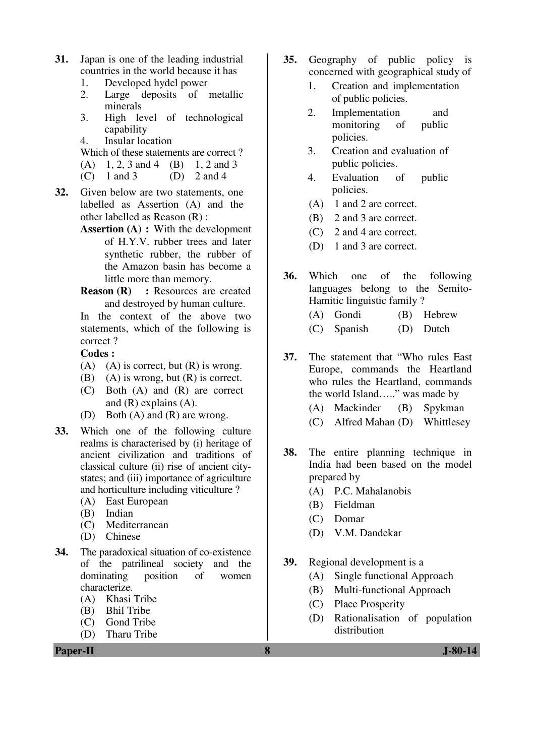**31.** Japan is one of the leading industrial countries in the world because it has

1. Developed hydel power
2. Large deposits of metallic minerals
3. High level of technological capability
4. Insular location

Which of these statements are correct ?

(A) 1, 2, 3 and 4 (B) 1, 2 and 3
(C) 1 and 3 (D) 2 and 4

**32.** Given below are two statements, one labelled as Assertion (A) and the other labelled as Reason (R) :

**Assertion (A) :** With the development of H.Y.V. rubber trees and later synthetic rubber, the rubber of the Amazon basin has become a little more than memory.

**Reason (R) :** Resources are created and destroyed by human culture.

In the context of the above two statements, which of the following is correct ?

**Codes :**

(A) (A) is correct, but (R) is wrong.
(B) (A) is wrong, but (R) is correct.
(C) Both (A) and (R) are correct and (R) explains (A).
(D) Both (A) and (R) are wrong.

**33.** Which one of the following culture realms is characterised by (i) heritage of ancient civilization and traditions of classical culture (ii) rise of ancient city-states; and (iii) importance of agriculture and horticulture including viticulture ?

(A) East European
(B) Indian
(C) Mediterranean
(D) Chinese

**34.** The paradoxical situation of co-existence of the patrilineal society and the dominating position of women characterize.

(A) Khasi Tribe
(B) Bhil Tribe
(C) Gond Tribe
(D) Tharu Tribe

**35.** Geography of public policy is concerned with geographical study of

1. Creation and implementation of public policies.
2. Implementation and monitoring of public policies.
3. Creation and evaluation of public policies.
4. Evaluation of public policies.

(A) 1 and 2 are correct.
(B) 2 and 3 are correct.
(C) 2 and 4 are correct.
(D) 1 and 3 are correct.

**36.** Which one of the following languages belong to the Semito-Hamitic linguistic family ?

(A) Gondi (B) Hebrew
(C) Spanish (D) Dutch

**37.** The statement that "Who rules East Europe, commands the Heartland who rules the Heartland, commands the world Island….." was made by

(A) Mackinder (B) Spykman
(C) Alfred Mahan (D) Whittlesey

**38.** The entire planning technique in India had been based on the model prepared by

(A) P.C. Mahalanobis
(B) Fieldman
(C) Domar
(D) V.M. Dandekar

**39.** Regional development is a

(A) Single functional Approach
(B) Multi-functional Approach
(C) Place Prosperity
(D) Rationalisation of population distribution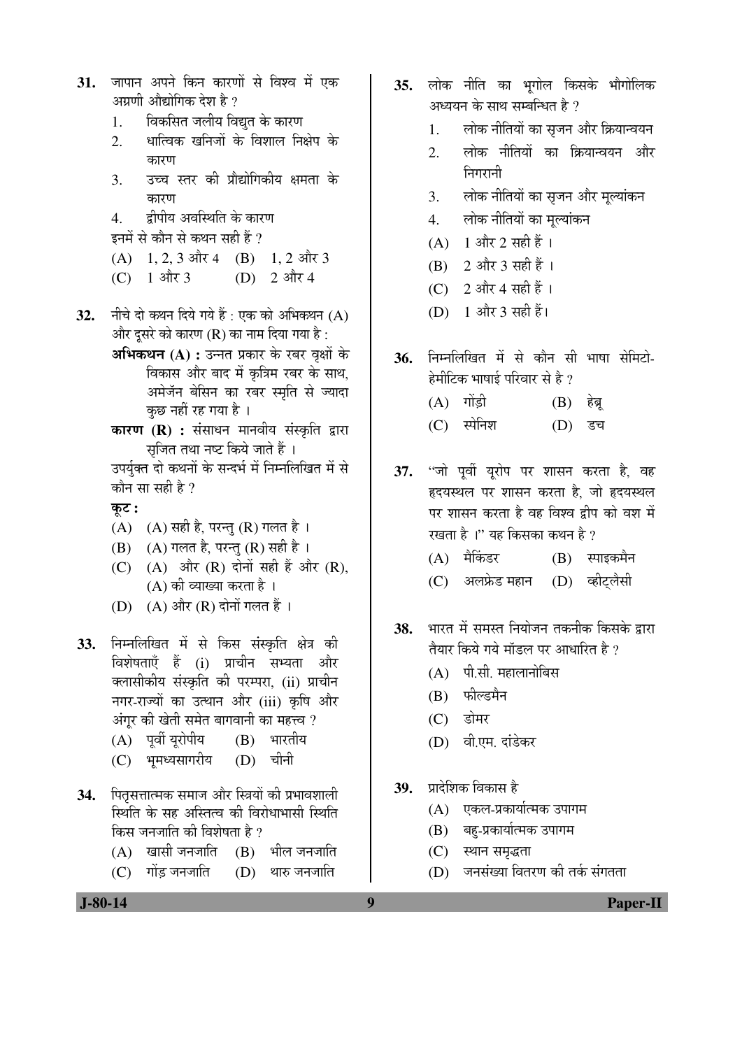31. जापान अपने किन कारणों से विश्व में एक अग्रणी औद्योगिक देश है ?

1. विकसित जलीय विद्युत के कारण
2. धात्विक खनिजों के विशाल निक्षेप के कारण
3. उच्च स्तर की प्रौद्योगिकीय क्षमता के कारण
4. द्वीपीय अवस्थिति के कारण

इनमें से कौन से कथन सही हैं ?

(A) 1, 2, 3 और 4 (B) 1, 2 और 3
(C) 1 और 3 (D) 2 और 4

32. नीचे दो कथन दिये गये हैं : एक को अभिकथन (A) और दूसरे को कारण (R) का नाम दिया गया है :

**अभिकथन (A) :** उन्नत प्रकार के रबर वृक्षों के विकास और बाद में कृत्रिम रबर के साथ, अमेजॅन बेसिन का रबर स्मृति से ज्यादा कुछ नहीं रह गया है ।

**कारण (R) :** संसाधन मानवीय संस्कृति द्वारा सृजित तथा नष्ट किये जाते हैं ।

उपर्युक्त दो कथनों के सन्दर्भ में निम्नलिखित में से कौन सा सही है ?

**कूट :**

(A) (A) सही है, परन्तु (R) गलत है ।
(B) (A) गलत है, परन्तु (R) सही है ।
(C) (A) और (R) दोनों सही हैं और (R), (A) की व्याख्या करता है ।
(D) (A) और (R) दोनों गलत हैं ।

33. निम्नलिखित में से किस संस्कृति क्षेत्र की विशेषताएँ हैं (i) प्राचीन सभ्यता और क्लासीकीय संस्कृति की परम्परा, (ii) प्राचीन नगर-राज्यों का उत्थान और (iii) कृषि और अंगूर की खेती समेत बागवानी का महत्त्व ?

(A) पूर्वी यूरोपीय (B) भारतीय
(C) भूमध्यसागरीय (D) चीनी

34. पितृसत्तात्मक समाज और स्त्रियों की प्रभावशाली स्थिति के सह अस्तित्व की विरोधाभासी स्थिति किस जनजाति की विशेषता है ?

(A) खासी जनजाति (B) भील जनजाति
(C) गोंड़ जनजाति (D) थारु जनजाति

35. लोक नीति का भूगोल किसके भौगोलिक अध्ययन के साथ सम्बन्धित है ?

1. लोक नीतियों का सृजन और क्रियान्वयन
2. लोक नीतियों का क्रियान्वयन और निगरानी
3. लोक नीतियों का सृजन और मूल्यांकन
4. लोक नीतियों का मूल्यांकन

(A) 1 और 2 सही हैं ।
(B) 2 और 3 सही हैं ।
(C) 2 और 4 सही हैं ।
(D) 1 और 3 सही हैं।

36. निम्नलिखित में से कौन सी भाषा सेमिटो-हेमीटिक भाषाई परिवार से है ?

(A) गोंड़ी (B) हेब्रू
(C) स्पेनिश (D) डच

37. "जो पूर्वी यूरोप पर शासन करता है, वह हृदयस्थल पर शासन करता है, जो हृदयस्थल पर शासन करता है वह विश्व द्वीप को वश में रखता है ।" यह किसका कथन है ?

(A) मैकिंडर (B) स्पाइकमैन
(C) अलफ्रेड महान (D) व्हीट्लैसी

38. भारत में समस्त नियोजन तकनीक किसके द्वारा तैयार किये गये मॉडल पर आधारित है ?

(A) पी.सी. महालानोबिस
(B) फील्डमैन
(C) डोमर
(D) वी.एम. दांडेकर

39. प्रादेशिक विकास है

(A) एकल-प्रकार्यात्मक उपागम
(B) बहु-प्रकार्यात्मक उपागम
(C) स्थान समृद्धता
(D) जनसंख्या वितरण की तर्क संगतता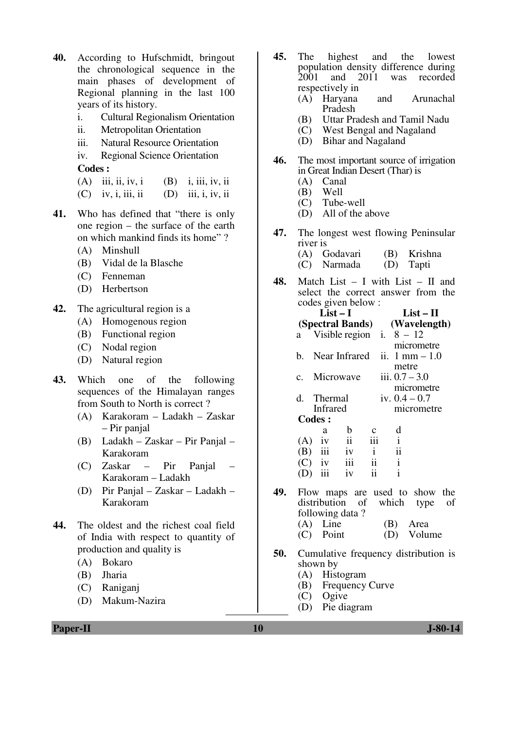**40.** According to Hufschmidt, bringout the chronological sequence in the main phases of development of Regional planning in the last 100 years of its history.

i. Cultural Regionalism Orientation

ii. Metropolitan Orientation

iii. Natural Resource Orientation

iv. Regional Science Orientation

**Codes :**

(A) iii, ii, iv, i (B) i, iii, iv, ii

(C) iv, i, iii, ii (D) iii, i, iv, ii

**41.** Who has defined that "there is only one region – the surface of the earth on which mankind finds its home" ?

(A) Minshull

(B) Vidal de la Blasche

(C) Fenneman

(D) Herbertson

**42.** The agricultural region is a

(A) Homogenous region

(B) Functional region

(C) Nodal region

(D) Natural region

**43.** Which one of the following sequences of the Himalayan ranges from South to North is correct ?

(A) Karakoram – Ladakh – Zaskar – Pir panjal

(B) Ladakh – Zaskar – Pir Panjal – Karakoram

(C) Zaskar – Pir Panjal – Karakoram – Ladakh

(D) Pir Panjal – Zaskar – Ladakh – Karakoram

**44.** The oldest and the richest coal field of India with respect to quantity of production and quality is

(A) Bokaro

(B) Jharia

(C) Raniganj

(D) Makum-Nazira

**45.** The highest and the lowest population density difference during 2001 and 2011 was recorded respectively in

(A) Haryana and Arunachal Pradesh

(B) Uttar Pradesh and Tamil Nadu

(C) West Bengal and Nagaland

(D) Bihar and Nagaland

**46.** The most important source of irrigation in Great Indian Desert (Thar) is

(A) Canal

(B) Well

(C) Tube-well

(D) All of the above

**47.** The longest west flowing Peninsular river is

(A) Godavari (B) Krishna

(C) Narmada (D) Tapti

**48.** Match List – I with List – II and select the correct answer from the codes given below :

| List – I (Spectral Bands) | List – II (Wavelength) |
|---|---|
| a. Visible region | i. 8 – 12 micrometre |
| b. Near Infrared | ii. 1 mm – 1.0 metre |
| c. Microwave | iii. 0.7 – 3.0 micrometre |
| d. Thermal Infrared | iv. 0.4 – 0.7 micrometre |

**Codes :**

| | a | b | c | d |
|---|---|---|---|---|
| (A) | iv | ii | iii | i |
| (B) | iii | iv | i | ii |
| (C) | iv | iii | ii | i |
| (D) | iii | iv | ii | i |

**49.** Flow maps are used to show the distribution of which type of following data ?

(A) Line (B) Area

(C) Point (D) Volume

**50.** Cumulative frequency distribution is shown by

(A) Histogram

(B) Frequency Curve

(C) Ogive

(D) Pie diagram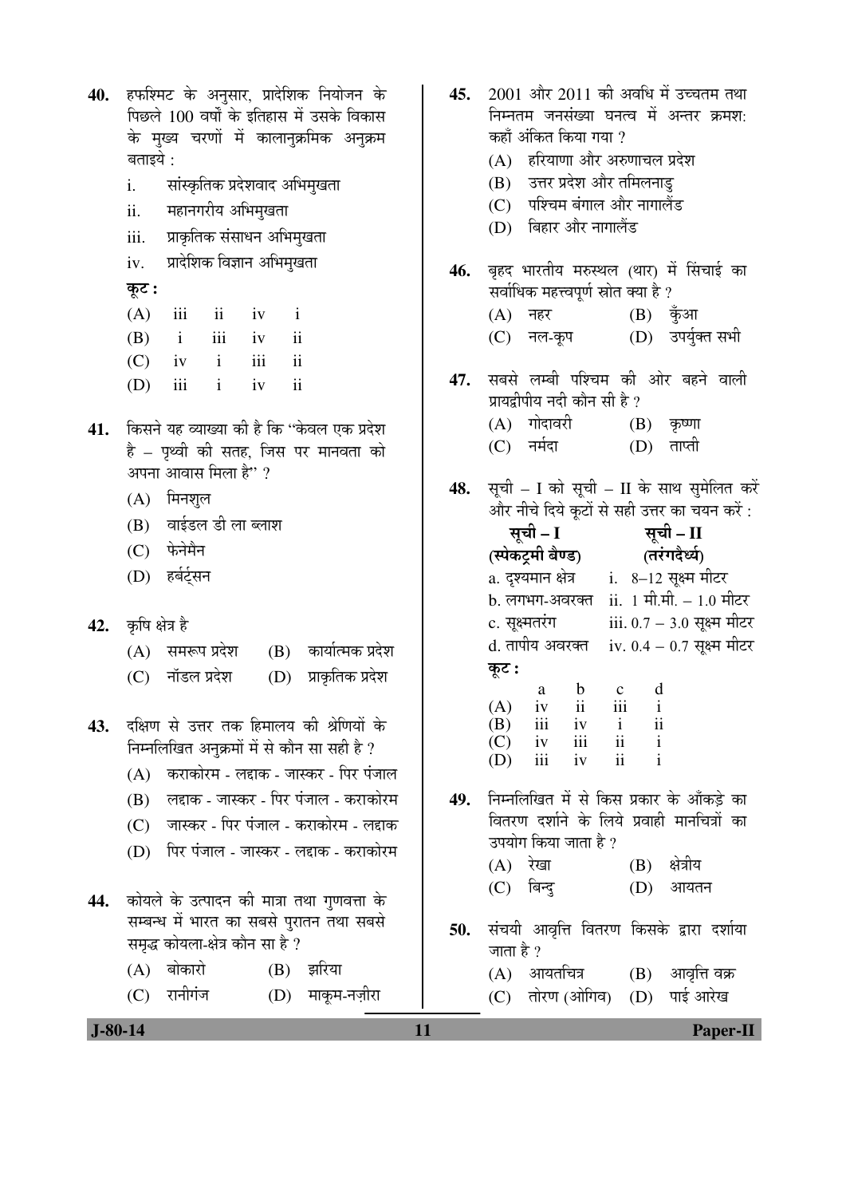**40.** हफश्मिट के अनुसार, प्रादेशिक नियोजन के पिछले 100 वर्षों के इतिहास में उसके विकास के मुख्य चरणों में कालानुक्रमिक अनुक्रम बताइये :

i. सांस्कृतिक प्रदेशवाद अभिमुखता

ii. महानगरीय अभिमुखता

iii. प्राकृतिक संसाधन अभिमुखता

iv. प्रादेशिक विज्ञान अभिमुखता

**कूट :**

(A) iii ii iv i

(B) i iii iv ii

(C) iv i iii ii

(D) iii i iv ii

**41.** किसने यह व्याख्या की है कि "केवल एक प्रदेश है – पृथ्वी की सतह, जिस पर मानवता को अपना आवास मिला है" ?

(A) मिनशुल

(B) वाईडल डी ला ब्लाश

(C) फेनेमैन

(D) हर्बर्ट्सन

**42.** कृषि क्षेत्र है

(A) समरूप प्रदेश (B) कार्यात्मक प्रदेश

(C) नॉडल प्रदेश (D) प्राकृतिक प्रदेश

**43.** दक्षिण से उत्तर तक हिमालय की श्रेणियों के निम्नलिखित अनुक्रमों में से कौन सा सही है ?

(A) कराकोरम - लद्दाक - जास्कर - पिर पंजाल

(B) लद्दाक - जास्कर - पिर पंजाल - कराकोरम

(C) जास्कर - पिर पंजाल - कराकोरम - लद्दाक

(D) पिर पंजाल - जास्कर - लद्दाक - कराकोरम

**44.** कोयले के उत्पादन की मात्रा तथा गुणवत्ता के सम्बन्ध में भारत का सबसे पुरातन तथा सबसे समृद्ध कोयला-क्षेत्र कौन सा है ?

(A) बोकारो (B) झरिया

(C) रानीगंज (D) माकूम-नज़ीरा

**45.** 2001 और 2011 की अवधि में उच्चतम तथा निम्नतम जनसंख्या घनत्व में अन्तर क्रमश: कहाँ अंकित किया गया ?

(A) हरियाणा और अरुणाचल प्रदेश

(B) उत्तर प्रदेश और तमिलनाडु

(C) पश्चिम बंगाल और नागालैंड

(D) बिहार और नागालैंड

**46.** बृहद भारतीय मरुस्थल (थार) में सिंचाई का सर्वाधिक महत्त्वपूर्ण स्रोत क्या है ?

(A) नहर (B) कुँआ

(C) नल-कूप (D) उपर्युक्त सभी

**47.** सबसे लम्बी पश्चिम की ओर बहने वाली प्रायद्वीपीय नदी कौन सी है ?

(A) गोदावरी (B) कृष्णा

(C) नर्मदा (D) ताप्ती

**48.** सूची – I को सूची – II के साथ सुमेलित करें और नीचे दिये कूटों से सही उत्तर का चयन करें :

| सूची – I (स्पेकट्रमी बैण्ड) | सूची – II (तरंगदैर्ध्य) |
|---|---|
| a. दृश्यमान क्षेत्र | i. 8–12 सूक्ष्म मीटर |
| b. लगभग-अवरक्त | ii. 1 मी.मी. – 1.0 मीटर |
| c. सूक्ष्मतरंग | iii. 0.7 – 3.0 सूक्ष्म मीटर |
| d. तापीय अवरक्त | iv. 0.4 – 0.7 सूक्ष्म मीटर |

**कूट :**

| | a | b | c | d |
|---|---|---|---|---|
| (A) | iv | ii | iii | i |
| (B) | iii | iv | i | ii |
| (C) | iv | iii | ii | i |
| (D) | iii | iv | ii | i |

**49.** निम्नलिखित में से किस प्रकार के आँकड़े का वितरण दर्शाने के लिये प्रवाही मानचित्रों का उपयोग किया जाता है ?

(A) रेखा (B) क्षेत्रीय

(C) बिन्दु (D) आयतन

**50.** संचयी आवृत्ति वितरण किसके द्वारा दर्शाया जाता है ?

(A) आयतचित्र (B) आवृत्ति वक्र

(C) तोरण (ओगिव) (D) पाई आरेख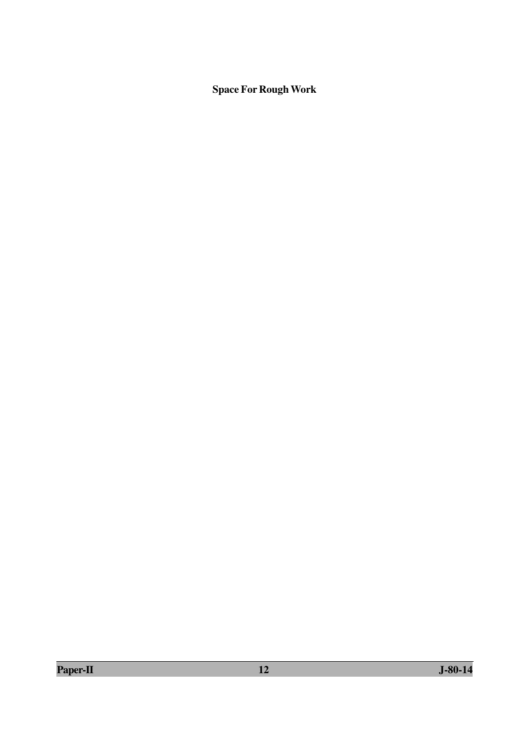**Space For Rough Work**